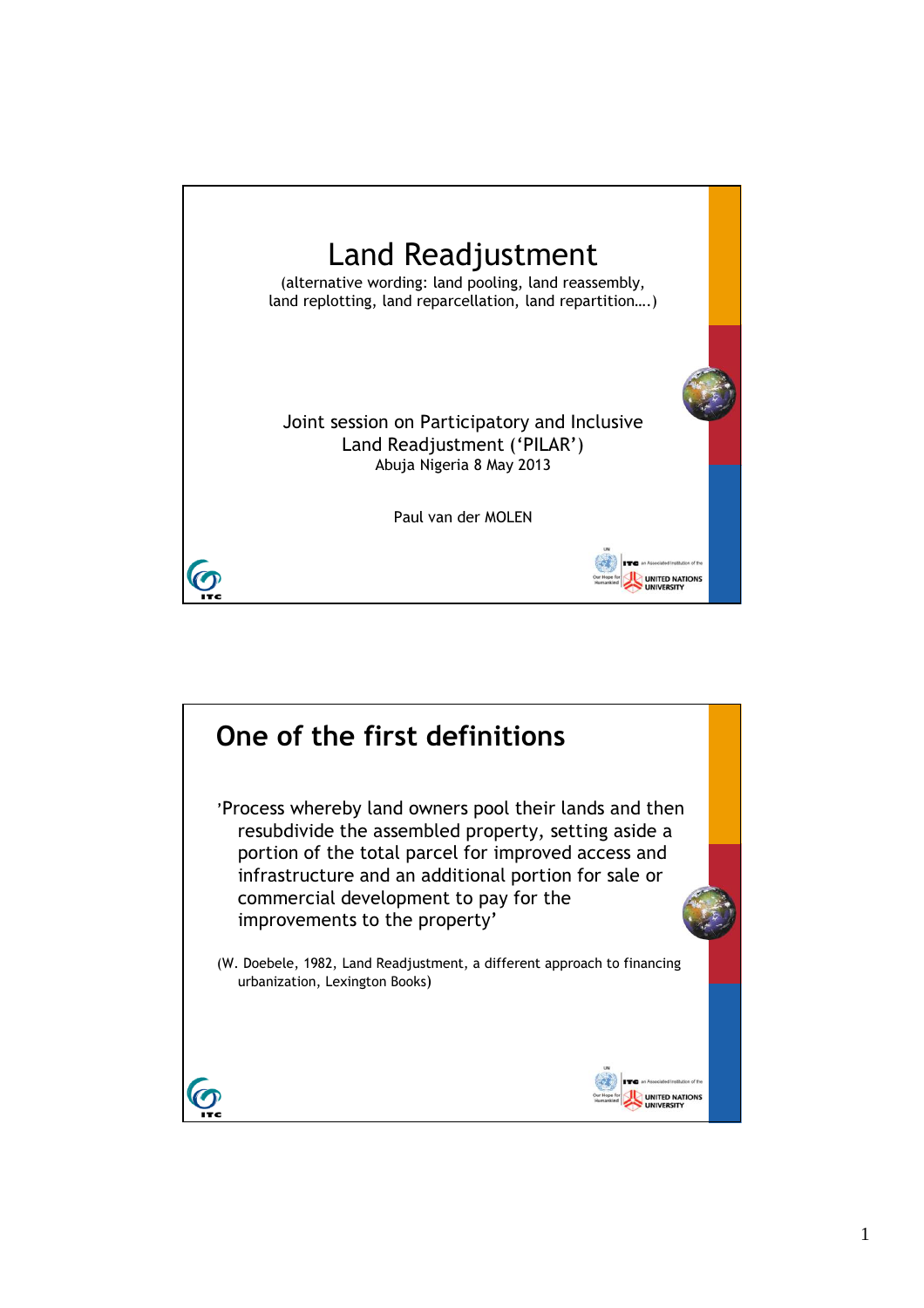# Land Readjustment

(alternative wording: land pooling, land reassembly, land replotting, land reparcellation, land repartition….)

Joint session on Participatory and Inclusive Land Readjustment ('PILAR')
Abuja Nigeria 8 May 2013

Paul van der MOLEN

## One of the first definitions

'Process whereby land owners pool their lands and then resubdivide the assembled property, setting aside a portion of the total parcel for improved access and infrastructure and an additional portion for sale or commercial development to pay for the improvements to the property'

(W. Doebele, 1982, Land Readjustment, a different approach to financing urbanization, Lexington Books)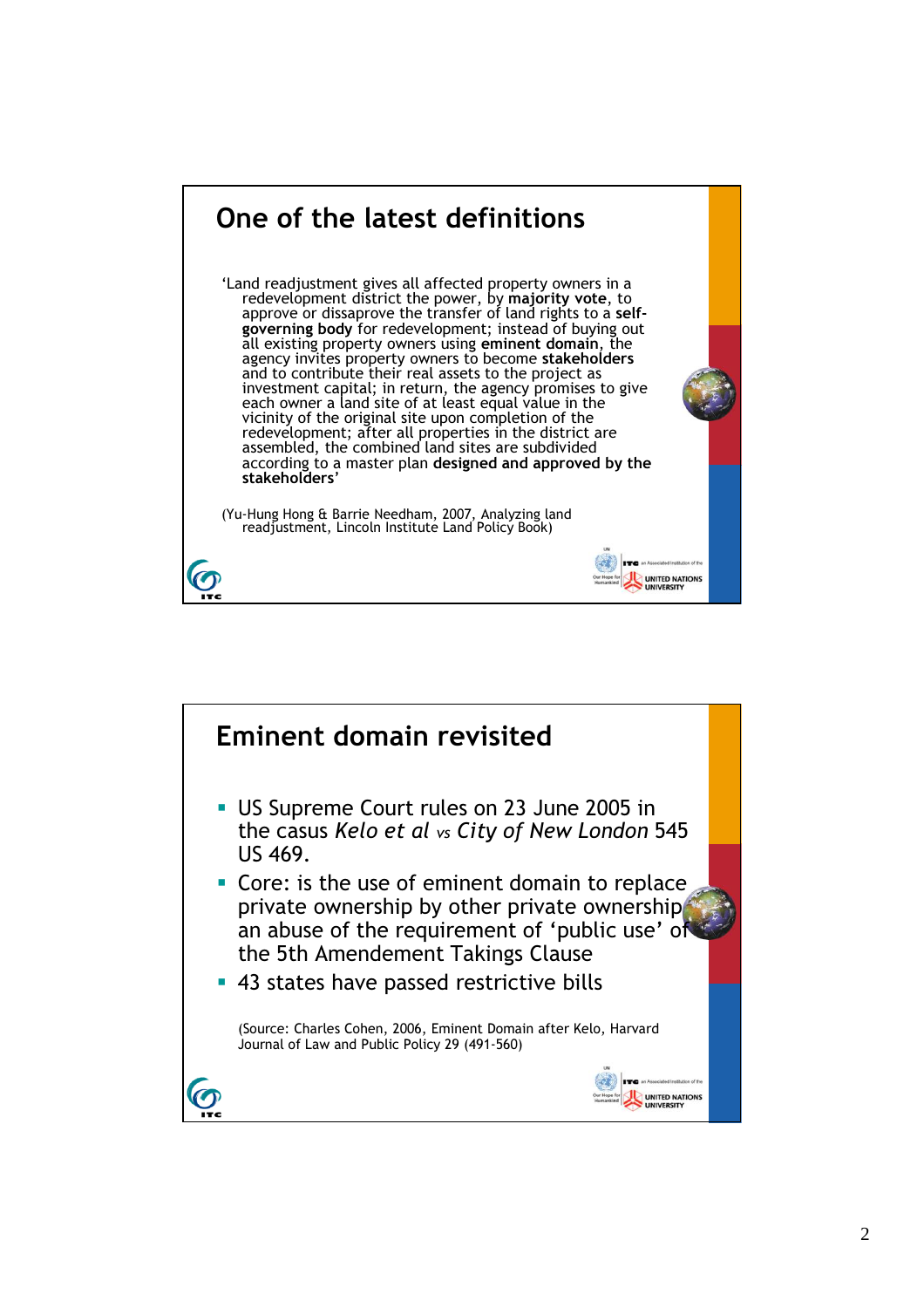## One of the latest definitions

'Land readjustment gives all affected property owners in a redevelopment district the power, by **majority vote**, to approve or dissaprove the transfer of land rights to a **self-governing body** for redevelopment; instead of buying out all existing property owners using **eminent domain**, the agency invites property owners to become **stakeholders** and to contribute their real assets to the project as investment capital; in return, the agency promises to give each owner a land site of at least equal value in the vicinity of the original site upon completion of the redevelopment; after all properties in the district are assembled, the combined land sites are subdivided according to a master plan **designed and approved by the stakeholders**'

(Yu-Hung Hong & Barrie Needham, 2007, Analyzing land readjustment, Lincoln Institute Land Policy Book)

## Eminent domain revisited

- US Supreme Court rules on 23 June 2005 in the casus *Kelo et al* vs *City of New London* 545 US 469.
- Core: is the use of eminent domain to replace private ownership by other private ownership an abuse of the requirement of 'public use' of the 5th Amendement Takings Clause
- 43 states have passed restrictive bills

(Source: Charles Cohen, 2006, Eminent Domain after Kelo, Harvard Journal of Law and Public Policy 29 (491-560)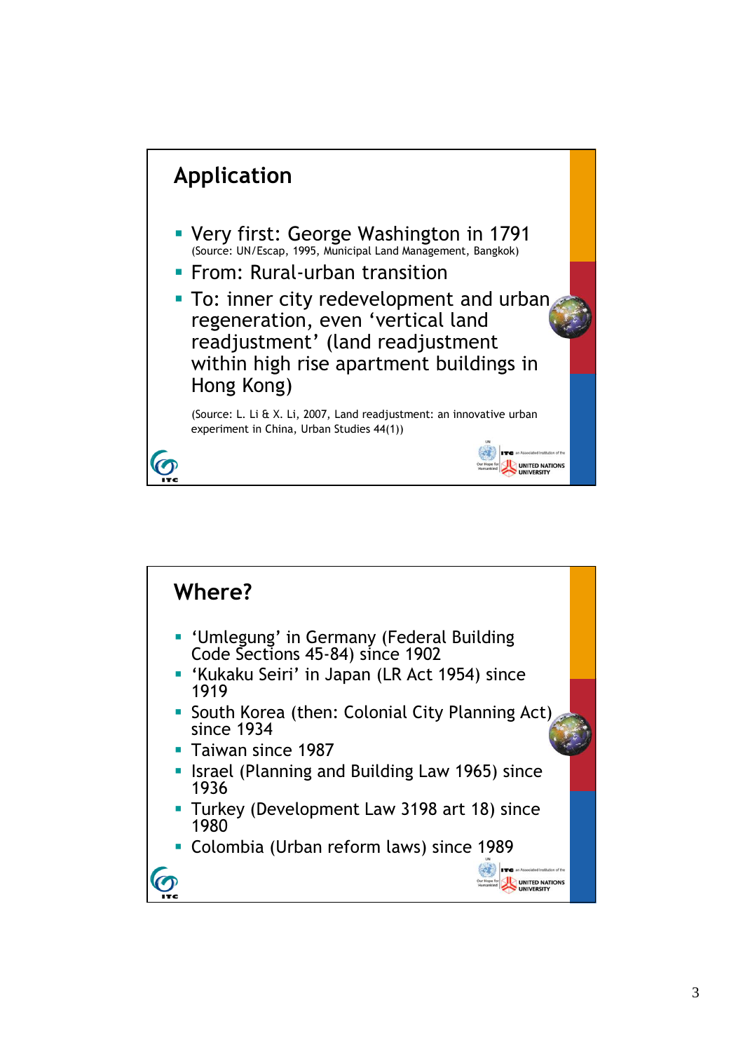## Application

- Very first: George Washington in 1791
  (Source: UN/Escap, 1995, Municipal Land Management, Bangkok)
- From: Rural-urban transition
- To: inner city redevelopment and urban regeneration, even ‘vertical land readjustment’ (land readjustment within high rise apartment buildings in Hong Kong)

  (Source: L. Li & X. Li, 2007, Land readjustment: an innovative urban experiment in China, Urban Studies 44(1))

## Where?

- ‘Umlegung’ in Germany (Federal Building Code Sections 45-84) since 1902
- ‘Kukaku Seiri’ in Japan (LR Act 1954) since 1919
- South Korea (then: Colonial City Planning Act) since 1934
- Taiwan since 1987
- Israel (Planning and Building Law 1965) since 1936
- Turkey (Development Law 3198 art 18) since 1980
- Colombia (Urban reform laws) since 1989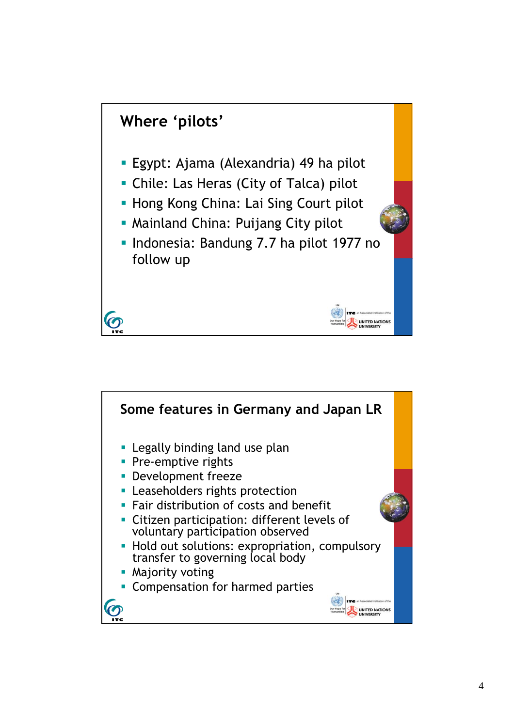## Where 'pilots'

- Egypt: Ajama (Alexandria) 49 ha pilot
- Chile: Las Heras (City of Talca) pilot
- Hong Kong China: Lai Sing Court pilot
- Mainland China: Puijang City pilot
- Indonesia: Bandung 7.7 ha pilot 1977 no follow up

## Some features in Germany and Japan LR

- Legally binding land use plan
- Pre-emptive rights
- Development freeze
- Leaseholders rights protection
- Fair distribution of costs and benefit
- Citizen participation: different levels of voluntary participation observed
- Hold out solutions: expropriation, compulsory transfer to governing local body
- Majority voting
- Compensation for harmed parties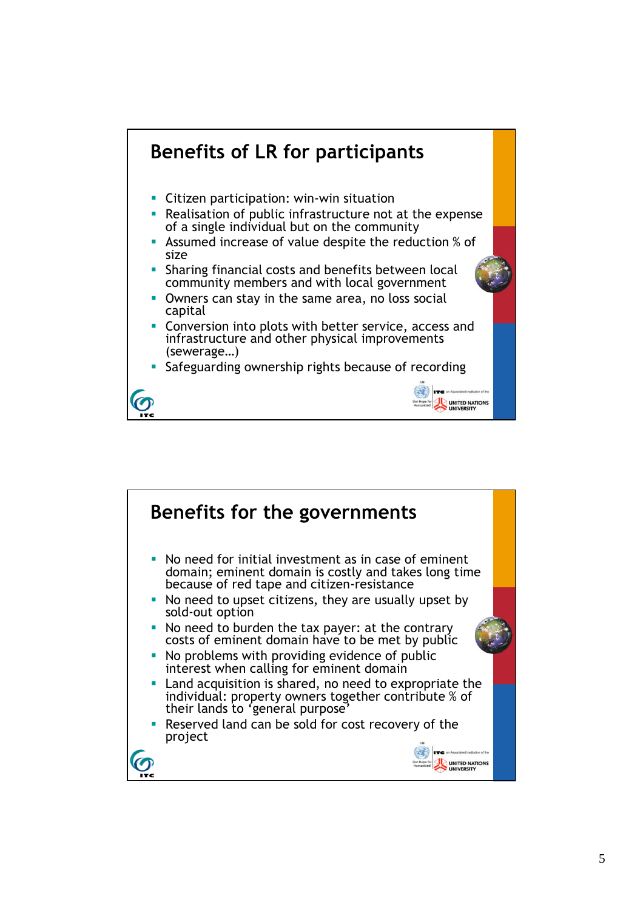## Benefits of LR for participants

- Citizen participation: win-win situation
- Realisation of public infrastructure not at the expense of a single individual but on the community
- Assumed increase of value despite the reduction % of size
- Sharing financial costs and benefits between local community members and with local government
- Owners can stay in the same area, no loss social capital
- Conversion into plots with better service, access and infrastructure and other physical improvements (sewerage…)
- Safeguarding ownership rights because of recording

## Benefits for the governments

- No need for initial investment as in case of eminent domain; eminent domain is costly and takes long time because of red tape and citizen-resistance
- No need to upset citizens, they are usually upset by sold-out option
- No need to burden the tax payer: at the contrary costs of eminent domain have to be met by public
- No problems with providing evidence of public interest when calling for eminent domain
- Land acquisition is shared, no need to expropriate the individual: property owners together contribute % of their lands to 'general purpose'
- Reserved land can be sold for cost recovery of the project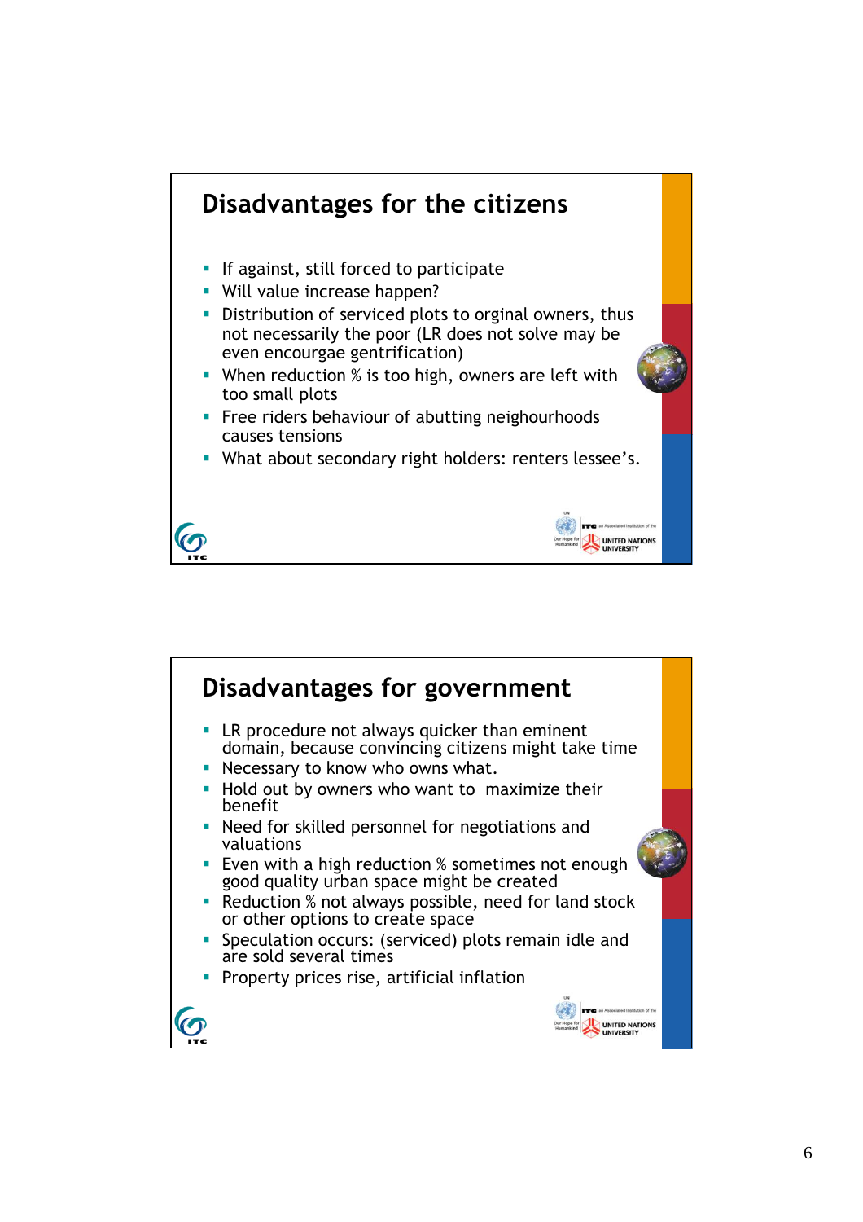## Disadvantages for the citizens

- If against, still forced to participate
- Will value increase happen?
- Distribution of serviced plots to orginal owners, thus not necessarily the poor (LR does not solve may be even encougrae gentrification)
- When reduction % is too high, owners are left with too small plots
- Free riders behaviour of abutting neighbourhoods causes tensions
- What about secondary right holders: renters lessee's.

## Disadvantages for government

- LR procedure not always quicker than eminent domain, because convincing citizens might take time
- Necessary to know who owns what.
- Hold out by owners who want to maximize their benefit
- Need for skilled personnel for negotiations and valuations
- Even with a high reduction % sometimes not enough good quality urban space might be created
- Reduction % not always possible, need for land stock or other options to create space
- Speculation occurs: (serviced) plots remain idle and are sold several times
- Property prices rise, artificial inflation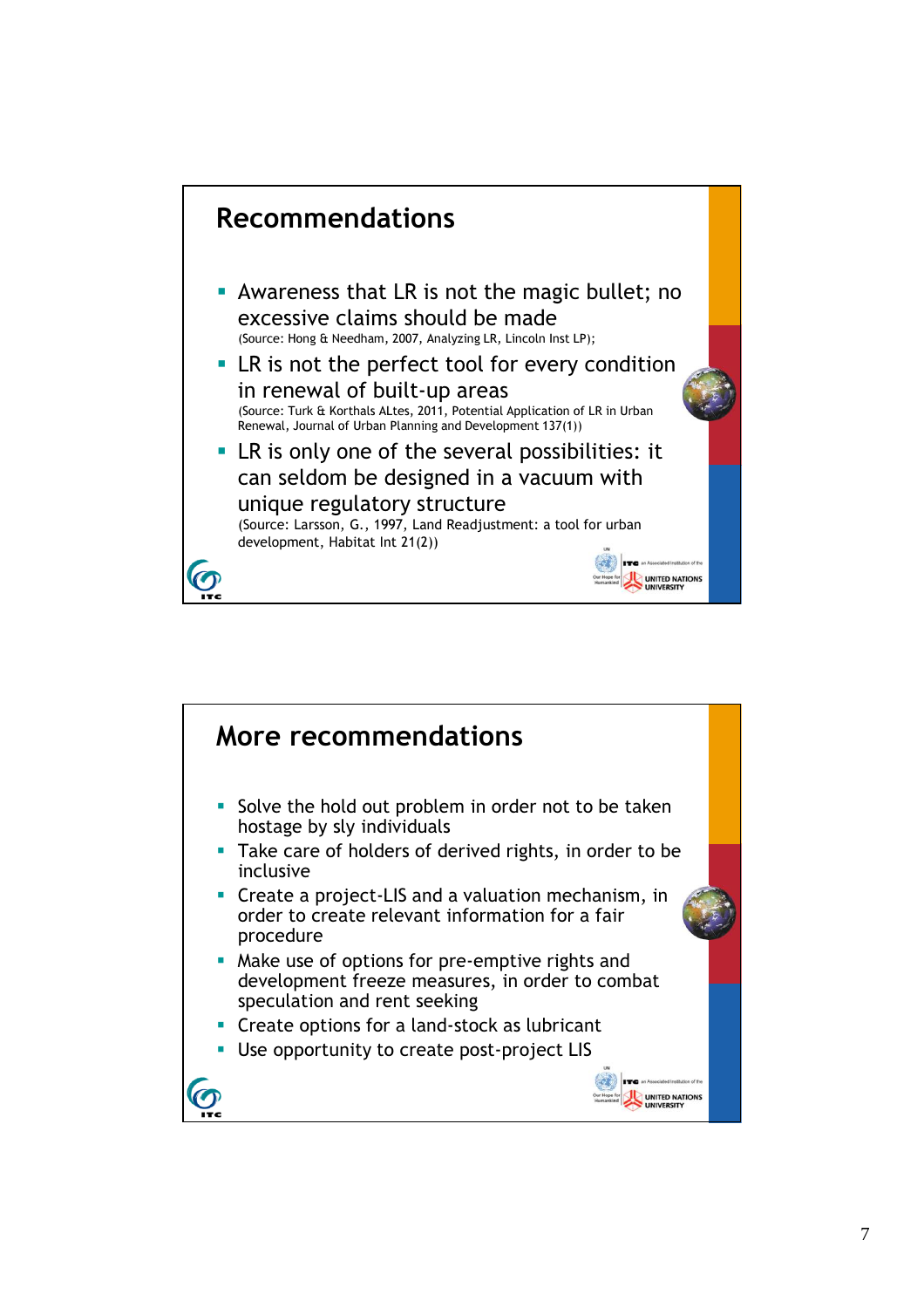## Recommendations

- Awareness that LR is not the magic bullet; no excessive claims should be made
  (Source: Hong & Needham, 2007, Analyzing LR, Lincoln Inst LP);
- LR is not the perfect tool for every condition in renewal of built-up areas
  (Source: Turk & Korthals ALtes, 2011, Potential Application of LR in Urban Renewal, Journal of Urban Planning and Development 137(1))
- LR is only one of the several possibilities: it can seldom be designed in a vacuum with unique regulatory structure
  (Source: Larsson, G., 1997, Land Readjustment: a tool for urban development, Habitat Int 21(2))

## More recommendations

- Solve the hold out problem in order not to be taken hostage by sly individuals
- Take care of holders of derived rights, in order to be inclusive
- Create a project-LIS and a valuation mechanism, in order to create relevant information for a fair procedure
- Make use of options for pre-emptive rights and development freeze measures, in order to combat speculation and rent seeking
- Create options for a land-stock as lubricant
- Use opportunity to create post-project LIS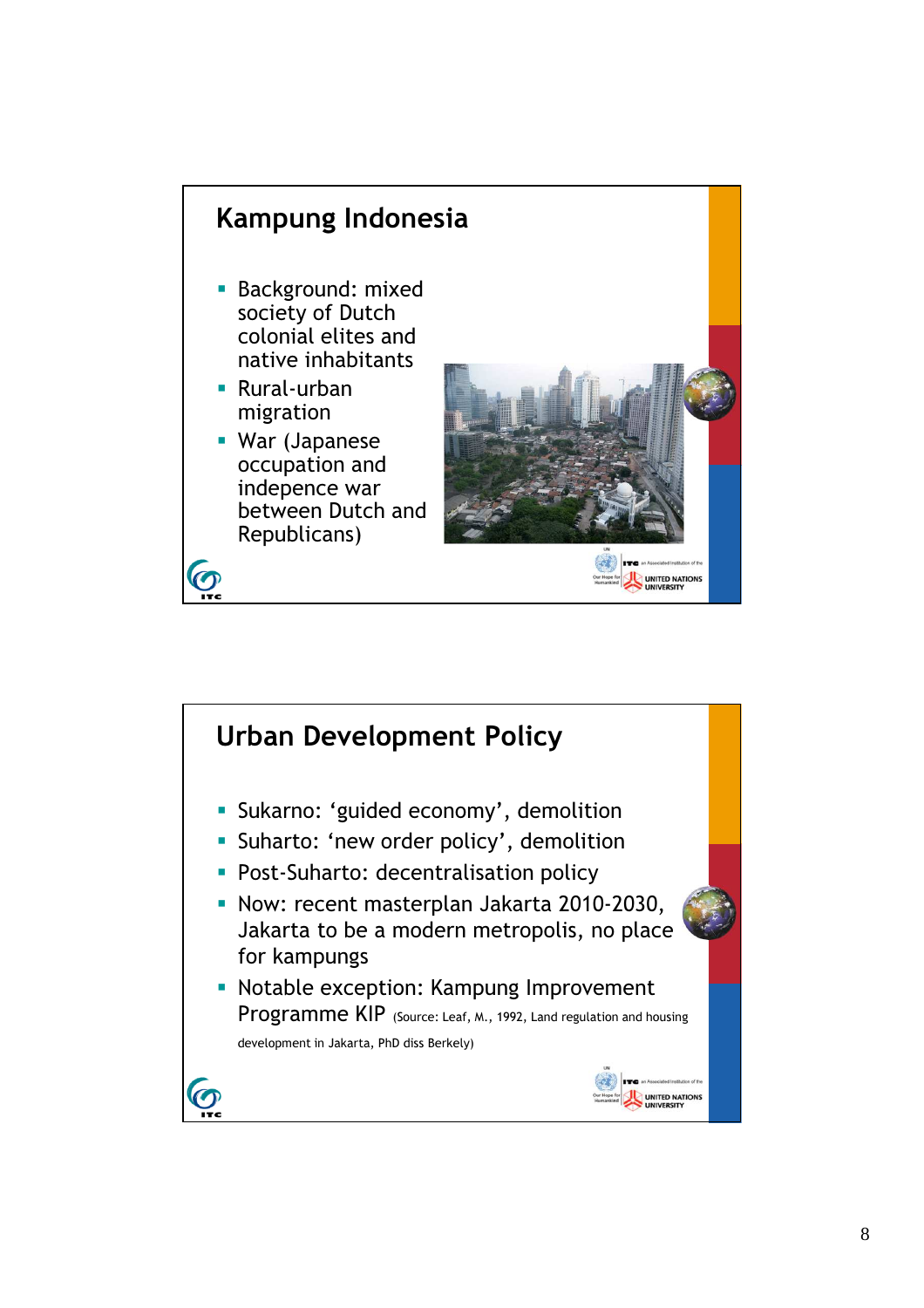## Kampung Indonesia

- Background: mixed society of Dutch colonial elites and native inhabitants
- Rural-urban migration
- War (Japanese occupation and indepence war between Dutch and Republicans)

## Urban Development Policy

- Sukarno: 'guided economy', demolition
- Suharto: 'new order policy', demolition
- Post-Suharto: decentralisation policy
- Now: recent masterplan Jakarta 2010-2030, Jakarta to be a modern metropolis, no place for kampungs
- Notable exception: Kampung Improvement Programme KIP (Source: Leaf, M., 1992, Land regulation and housing development in Jakarta, PhD diss Berkely)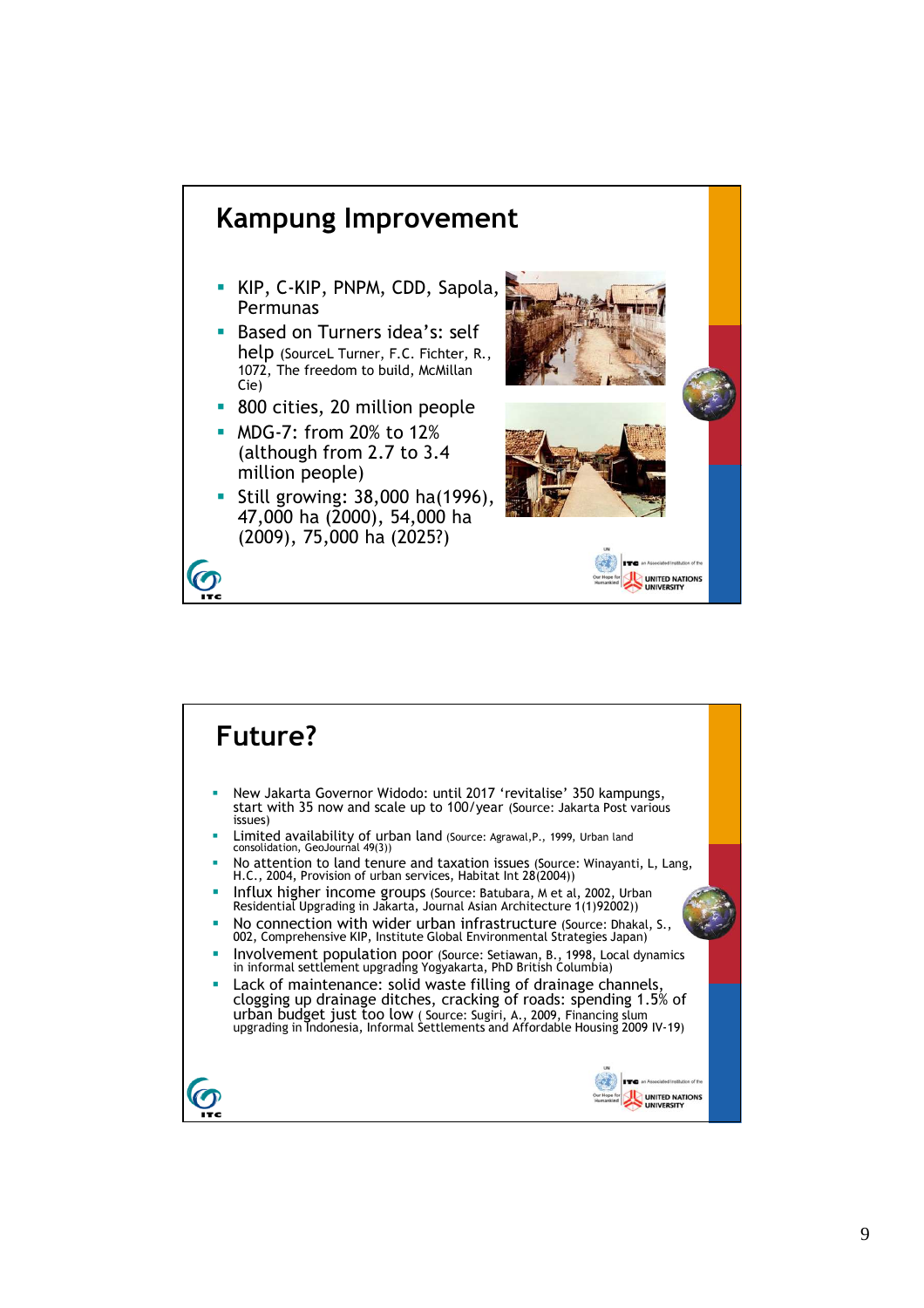## Kampung Improvement

- KIP, C-KIP, PNPM, CDD, Sapola, Permunas
- Based on Turners idea's: self help (SourceL Turner, F.C. Fichter, R., 1072, The freedom to build, McMillan Cie)
- 800 cities, 20 million people
- MDG-7: from 20% to 12% (although from 2.7 to 3.4 million people)
- Still growing: 38,000 ha(1996), 47,000 ha (2000), 54,000 ha (2009), 75,000 ha (2025?)

## Future?

- New Jakarta Governor Widodo: until 2017 'revitalise' 350 kampungs, start with 35 now and scale up to 100/year (Source: Jakarta Post various issues)
- Limited availability of urban land (Source: Agrawal,P., 1999, Urban land consolidation, GeoJournal 49(3))
- No attention to land tenure and taxation issues (Source: Winayanti, L, Lang, H.C., 2004, Provision of urban services, Habitat Int 28(2004))
- Influx higher income groups (Source: Batubara, M et al, 2002, Urban Residential Upgrading in Jakarta, Journal Asian Architecture 1(1)92002))
- No connection with wider urban infrastructure (Source: Dhakal, S., 002, Comprehensive KIP, Institute Global Environmental Strategies Japan)
- Involvement population poor (Source: Setiawan, B., 1998, Local dynamics in informal settlement upgrading Yogyakarta, PhD British Columbia)
- Lack of maintenance: solid waste filling of drainage channels, clogging up drainage ditches, cracking of roads: spending 1.5% of urban budget just too low ( Source: Sugiri, A., 2009, Financing slum upgrading in Indonesia, Informal Settlements and Affordable Housing 2009 IV-19)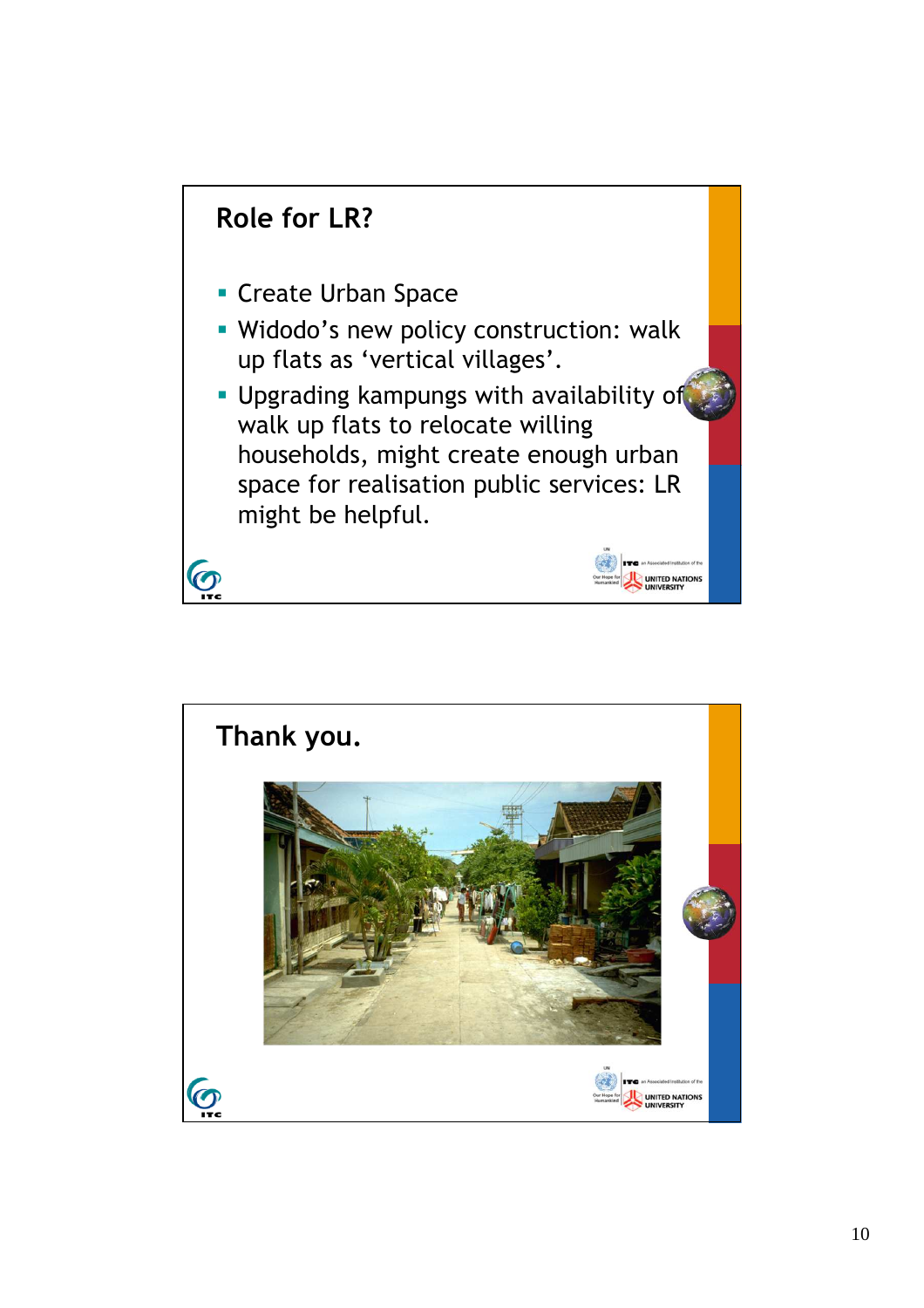## Role for LR?

- Create Urban Space
- Widodo's new policy construction: walk up flats as 'vertical villages'.
- Upgrading kampungs with availability of walk up flats to relocate willing households, might create enough urban space for realisation public services: LR might be helpful.

## Thank you.